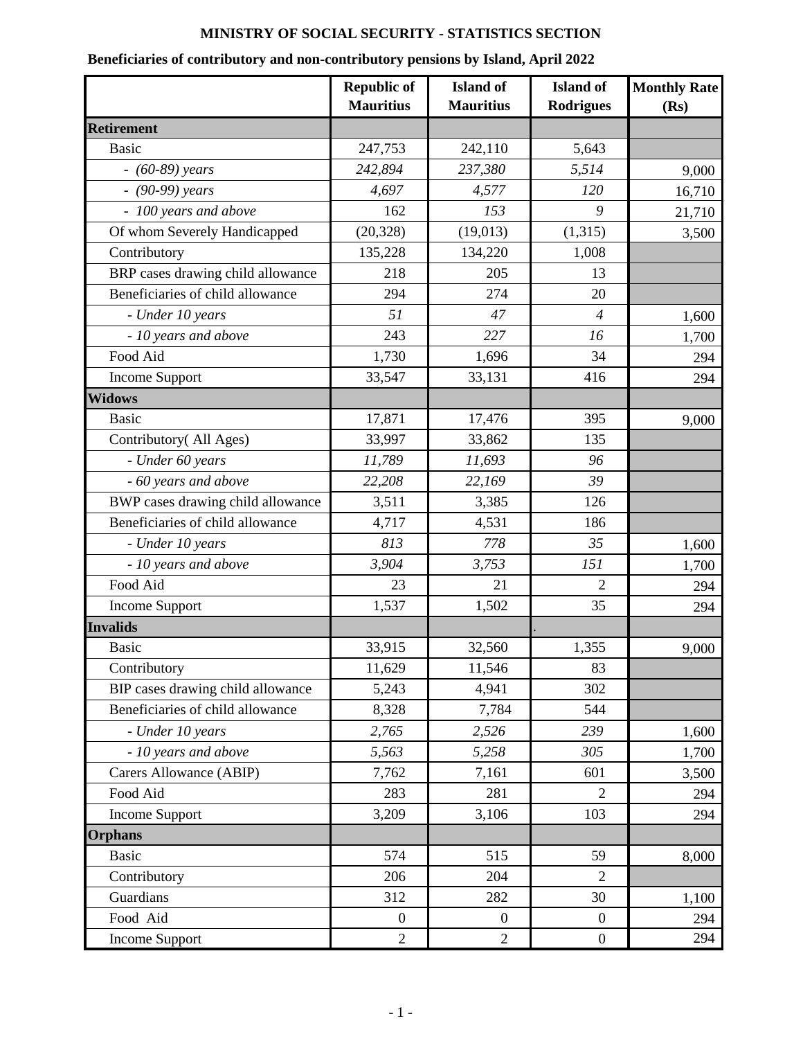# MINISTRY OF SOCIAL SECURITY - STATISTICS SECTION

**Beneficiaries of contributory and non-contributory pensions by Island, April 2022**

| | Republic of Mauritius | Island of Mauritius | Island of Rodrigues | Monthly Rate (Rs) |
|---|---|---|---|---|
| **Retirement** | | | | |
| Basic | 247,753 | 242,110 | 5,643 | |
| - *(60-89) years* | *242,894* | *237,380* | *5,514* | 9,000 |
| - *(90-99) years* | *4,697* | *4,577* | *120* | 16,710 |
| - *100 years and above* | 162 | *153* | *9* | 21,710 |
| Of whom Severely Handicapped | (20,328) | (19,013) | (1,315) | 3,500 |
| Contributory | 135,228 | 134,220 | 1,008 | |
| BRP cases drawing child allowance | 218 | 205 | 13 | |
| Beneficiaries of child allowance | 294 | 274 | 20 | |
| - *Under 10 years* | *51* | *47* | *4* | 1,600 |
| - *10 years and above* | 243 | *227* | *16* | 1,700 |
| Food Aid | 1,730 | 1,696 | 34 | 294 |
| Income Support | 33,547 | 33,131 | 416 | 294 |
| **Widows** | | | | |
| Basic | 17,871 | 17,476 | 395 | 9,000 |
| Contributory( All Ages) | 33,997 | 33,862 | 135 | |
| - *Under 60 years* | *11,789* | *11,693* | *96* | |
| - *60 years and above* | *22,208* | *22,169* | *39* | |
| BWP cases drawing child allowance | 3,511 | 3,385 | 126 | |
| Beneficiaries of child allowance | 4,717 | 4,531 | 186 | |
| - *Under 10 years* | *813* | *778* | *35* | 1,600 |
| - *10 years and above* | *3,904* | *3,753* | *151* | 1,700 |
| Food Aid | 23 | 21 | 2 | 294 |
| Income Support | 1,537 | 1,502 | 35 | 294 |
| **Invalids** | | | . | |
| Basic | 33,915 | 32,560 | 1,355 | 9,000 |
| Contributory | 11,629 | 11,546 | 83 | |
| BIP cases drawing child allowance | 5,243 | 4,941 | 302 | |
| Beneficiaries of child allowance | 8,328 | 7,784 | 544 | |
| - *Under 10 years* | *2,765* | *2,526* | *239* | 1,600 |
| - *10 years and above* | *5,563* | *5,258* | *305* | 1,700 |
| Carers Allowance (ABIP) | 7,762 | 7,161 | 601 | 3,500 |
| Food Aid | 283 | 281 | 2 | 294 |
| Income Support | 3,209 | 3,106 | 103 | 294 |
| **Orphans** | | | | |
| Basic | 574 | 515 | 59 | 8,000 |
| Contributory | 206 | 204 | 2 | |
| Guardians | 312 | 282 | 30 | 1,100 |
| Food Aid | 0 | 0 | 0 | 294 |
| Income Support | 2 | 2 | 0 | 294 |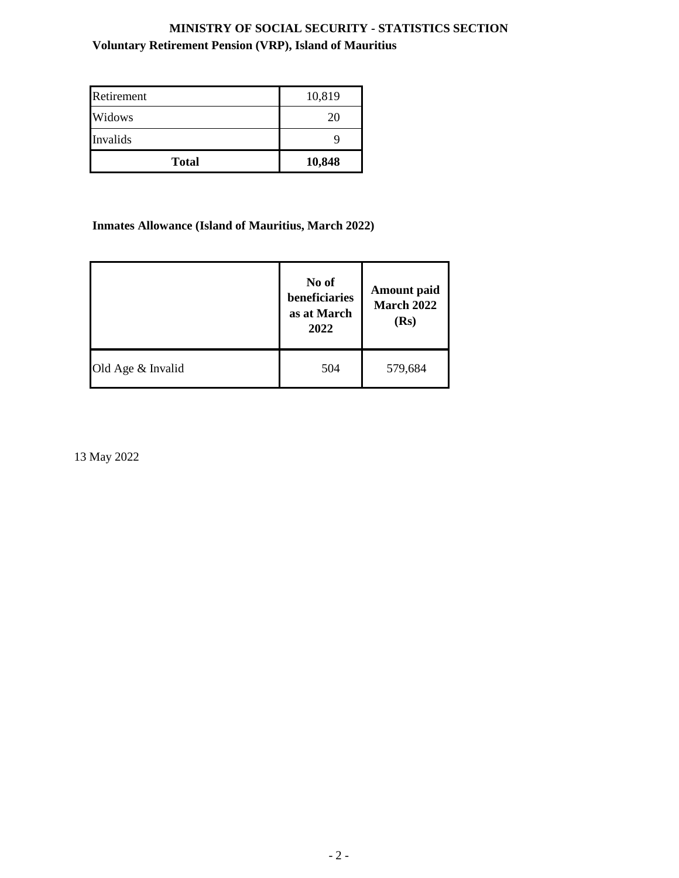**MINISTRY OF SOCIAL SECURITY - STATISTICS SECTION**

**Voluntary Retirement Pension (VRP), Island of Mauritius**

| | |
|---|---|
| Retirement | 10,819 |
| Widows | 20 |
| Invalids | 9 |
| **Total** | **10,848** |

**Inmates Allowance (Island of Mauritius, March 2022)**

| | No of beneficiaries as at March 2022 | Amount paid March 2022 (Rs) |
|---|---|---|
| Old Age & Invalid | 504 | 579,684 |

13 May 2022